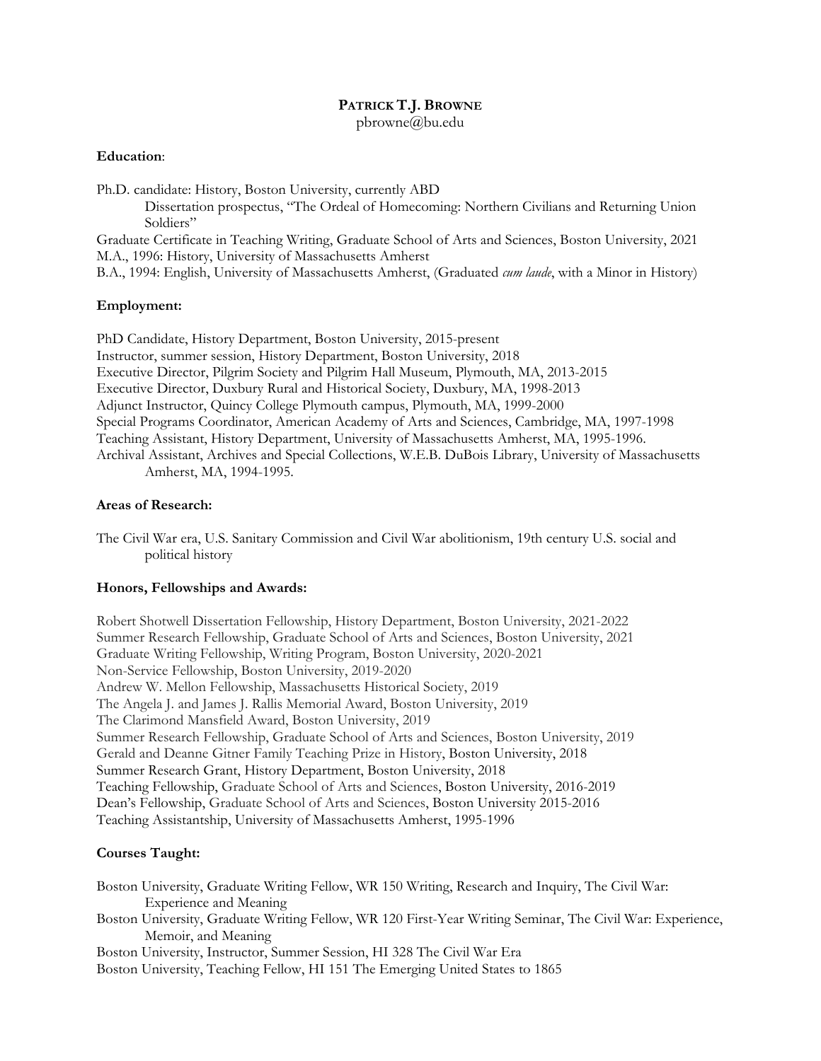# PATRICK T.J. BROWNE

pbrowne@bu.edu

**Education**:

Ph.D. candidate: History, Boston University, currently ABD
Dissertation prospectus, "The Ordeal of Homecoming: Northern Civilians and Returning Union Soldiers"
Graduate Certificate in Teaching Writing, Graduate School of Arts and Sciences, Boston University, 2021
M.A., 1996: History, University of Massachusetts Amherst
B.A., 1994: English, University of Massachusetts Amherst, (Graduated *cum laude*, with a Minor in History)

**Employment:**

PhD Candidate, History Department, Boston University, 2015-present
Instructor, summer session, History Department, Boston University, 2018
Executive Director, Pilgrim Society and Pilgrim Hall Museum, Plymouth, MA, 2013-2015
Executive Director, Duxbury Rural and Historical Society, Duxbury, MA, 1998-2013
Adjunct Instructor, Quincy College Plymouth campus, Plymouth, MA, 1999-2000
Special Programs Coordinator, American Academy of Arts and Sciences, Cambridge, MA, 1997-1998
Teaching Assistant, History Department, University of Massachusetts Amherst, MA, 1995-1996.
Archival Assistant, Archives and Special Collections, W.E.B. DuBois Library, University of Massachusetts Amherst, MA, 1994-1995.

**Areas of Research:**

The Civil War era, U.S. Sanitary Commission and Civil War abolitionism, 19th century U.S. social and political history

**Honors, Fellowships and Awards:**

Robert Shotwell Dissertation Fellowship, History Department, Boston University, 2021-2022
Summer Research Fellowship, Graduate School of Arts and Sciences, Boston University, 2021
Graduate Writing Fellowship, Writing Program, Boston University, 2020-2021
Non-Service Fellowship, Boston University, 2019-2020
Andrew W. Mellon Fellowship, Massachusetts Historical Society, 2019
The Angela J. and James J. Rallis Memorial Award, Boston University, 2019
The Clarimond Mansfield Award, Boston University, 2019
Summer Research Fellowship, Graduate School of Arts and Sciences, Boston University, 2019
Gerald and Deanne Gitner Family Teaching Prize in History, Boston University, 2018
Summer Research Grant, History Department, Boston University, 2018
Teaching Fellowship, Graduate School of Arts and Sciences, Boston University, 2016-2019
Dean's Fellowship, Graduate School of Arts and Sciences, Boston University 2015-2016
Teaching Assistantship, University of Massachusetts Amherst, 1995-1996

**Courses Taught:**

Boston University, Graduate Writing Fellow, WR 150 Writing, Research and Inquiry, The Civil War: Experience and Meaning
Boston University, Graduate Writing Fellow, WR 120 First-Year Writing Seminar, The Civil War: Experience, Memoir, and Meaning
Boston University, Instructor, Summer Session, HI 328 The Civil War Era
Boston University, Teaching Fellow, HI 151 The Emerging United States to 1865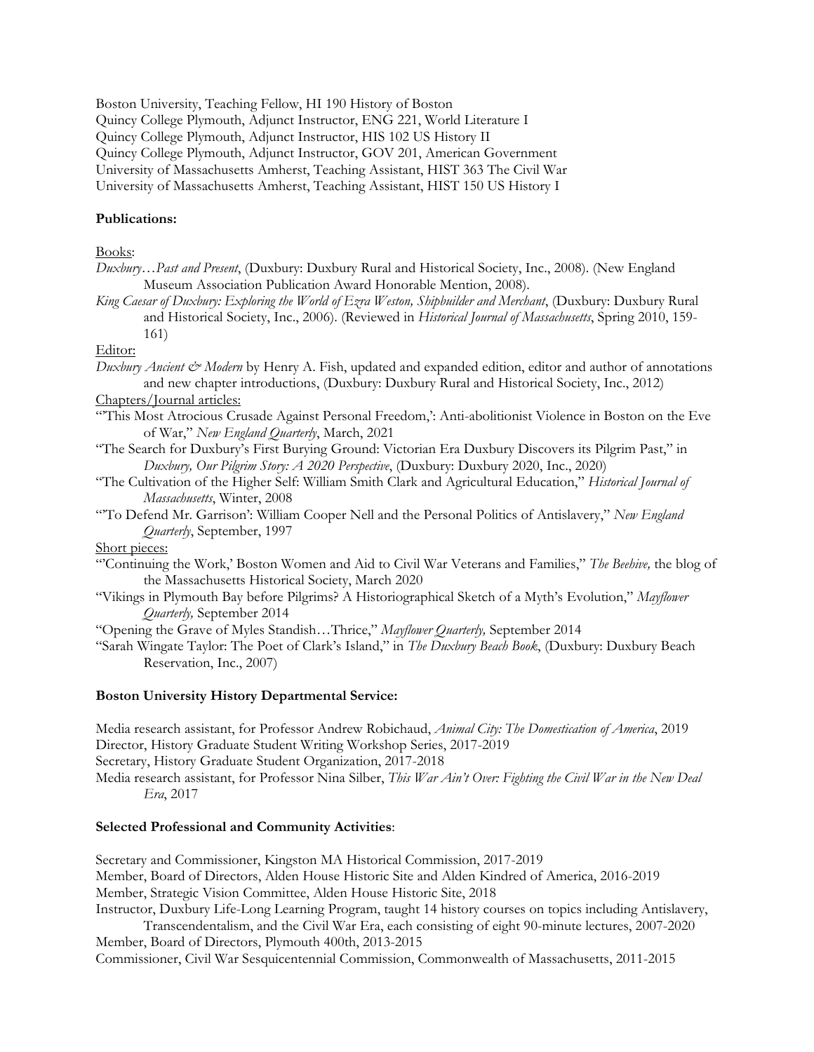Boston University, Teaching Fellow, HI 190 History of Boston
Quincy College Plymouth, Adjunct Instructor, ENG 221, World Literature I
Quincy College Plymouth, Adjunct Instructor, HIS 102 US History II
Quincy College Plymouth, Adjunct Instructor, GOV 201, American Government
University of Massachusetts Amherst, Teaching Assistant, HIST 363 The Civil War
University of Massachusetts Amherst, Teaching Assistant, HIST 150 US History I

**Publications:**

Books:

*Duxbury…Past and Present*, (Duxbury: Duxbury Rural and Historical Society, Inc., 2008). (New England Museum Association Publication Award Honorable Mention, 2008).

*King Caesar of Duxbury: Exploring the World of Ezra Weston, Shipbuilder and Merchant*, (Duxbury: Duxbury Rural and Historical Society, Inc., 2006). (Reviewed in *Historical Journal of Massachusetts*, Spring 2010, 159-161)

Editor:

*Duxbury Ancient & Modern* by Henry A. Fish, updated and expanded edition, editor and author of annotations and new chapter introductions, (Duxbury: Duxbury Rural and Historical Society, Inc., 2012)

Chapters/Journal articles:

"'This Most Atrocious Crusade Against Personal Freedom,': Anti-abolitionist Violence in Boston on the Eve of War," *New England Quarterly*, March, 2021

"The Search for Duxbury's First Burying Ground: Victorian Era Duxbury Discovers its Pilgrim Past," in *Duxbury, Our Pilgrim Story: A 2020 Perspective*, (Duxbury: Duxbury 2020, Inc., 2020)

"The Cultivation of the Higher Self: William Smith Clark and Agricultural Education," *Historical Journal of Massachusetts*, Winter, 2008

"'To Defend Mr. Garrison': William Cooper Nell and the Personal Politics of Antislavery," *New England Quarterly*, September, 1997

Short pieces:

"'Continuing the Work,' Boston Women and Aid to Civil War Veterans and Families," *The Beehive,* the blog of the Massachusetts Historical Society, March 2020

"Vikings in Plymouth Bay before Pilgrims? A Historiographical Sketch of a Myth's Evolution," *Mayflower Quarterly,* September 2014

"Opening the Grave of Myles Standish…Thrice," *Mayflower Quarterly,* September 2014

"Sarah Wingate Taylor: The Poet of Clark's Island," in *The Duxbury Beach Book*, (Duxbury: Duxbury Beach Reservation, Inc., 2007)

**Boston University History Departmental Service:**

Media research assistant, for Professor Andrew Robichaud, *Animal City: The Domestication of America*, 2019
Director, History Graduate Student Writing Workshop Series, 2017-2019
Secretary, History Graduate Student Organization, 2017-2018
Media research assistant, for Professor Nina Silber, *This War Ain't Over: Fighting the Civil War in the New Deal Era*, 2017

**Selected Professional and Community Activities**:

Secretary and Commissioner, Kingston MA Historical Commission, 2017-2019
Member, Board of Directors, Alden House Historic Site and Alden Kindred of America, 2016-2019
Member, Strategic Vision Committee, Alden House Historic Site, 2018
Instructor, Duxbury Life-Long Learning Program, taught 14 history courses on topics including Antislavery, Transcendentalism, and the Civil War Era, each consisting of eight 90-minute lectures, 2007-2020
Member, Board of Directors, Plymouth 400th, 2013-2015
Commissioner, Civil War Sesquicentennial Commission, Commonwealth of Massachusetts, 2011-2015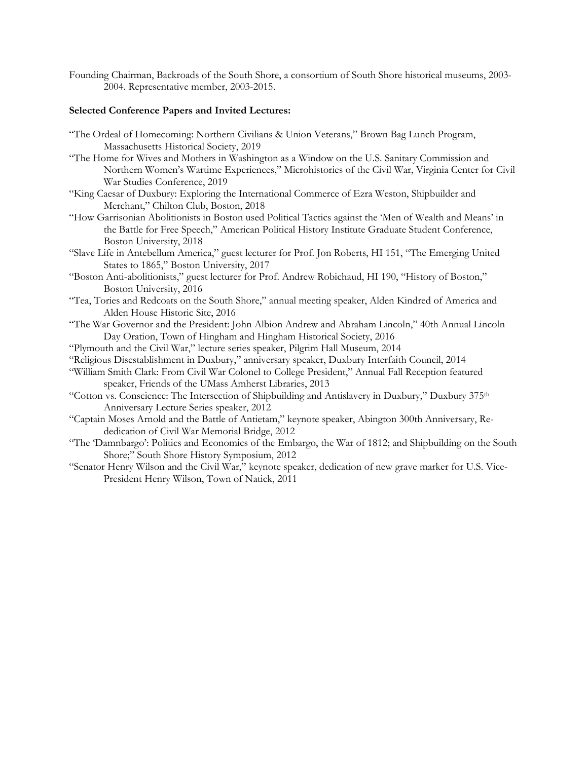Founding Chairman, Backroads of the South Shore, a consortium of South Shore historical museums, 2003-2004. Representative member, 2003-2015.

**Selected Conference Papers and Invited Lectures:**

"The Ordeal of Homecoming: Northern Civilians & Union Veterans," Brown Bag Lunch Program, Massachusetts Historical Society, 2019

"The Home for Wives and Mothers in Washington as a Window on the U.S. Sanitary Commission and Northern Women's Wartime Experiences," Microhistories of the Civil War, Virginia Center for Civil War Studies Conference, 2019

"King Caesar of Duxbury: Exploring the International Commerce of Ezra Weston, Shipbuilder and Merchant," Chilton Club, Boston, 2018

"How Garrisonian Abolitionists in Boston used Political Tactics against the 'Men of Wealth and Means' in the Battle for Free Speech," American Political History Institute Graduate Student Conference, Boston University, 2018

"Slave Life in Antebellum America," guest lecturer for Prof. Jon Roberts, HI 151, "The Emerging United States to 1865," Boston University, 2017

"Boston Anti-abolitionists," guest lecturer for Prof. Andrew Robichaud, HI 190, "History of Boston," Boston University, 2016

"Tea, Tories and Redcoats on the South Shore," annual meeting speaker, Alden Kindred of America and Alden House Historic Site, 2016

"The War Governor and the President: John Albion Andrew and Abraham Lincoln," 40th Annual Lincoln Day Oration, Town of Hingham and Hingham Historical Society, 2016

"Plymouth and the Civil War," lecture series speaker, Pilgrim Hall Museum, 2014

"Religious Disestablishment in Duxbury," anniversary speaker, Duxbury Interfaith Council, 2014

"William Smith Clark: From Civil War Colonel to College President," Annual Fall Reception featured speaker, Friends of the UMass Amherst Libraries, 2013

"Cotton vs. Conscience: The Intersection of Shipbuilding and Antislavery in Duxbury," Duxbury 375th Anniversary Lecture Series speaker, 2012

"Captain Moses Arnold and the Battle of Antietam," keynote speaker, Abington 300th Anniversary, Re-dedication of Civil War Memorial Bridge, 2012

"The 'Damnbargo': Politics and Economics of the Embargo, the War of 1812; and Shipbuilding on the South Shore;" South Shore History Symposium, 2012

"Senator Henry Wilson and the Civil War," keynote speaker, dedication of new grave marker for U.S. Vice-President Henry Wilson, Town of Natick, 2011